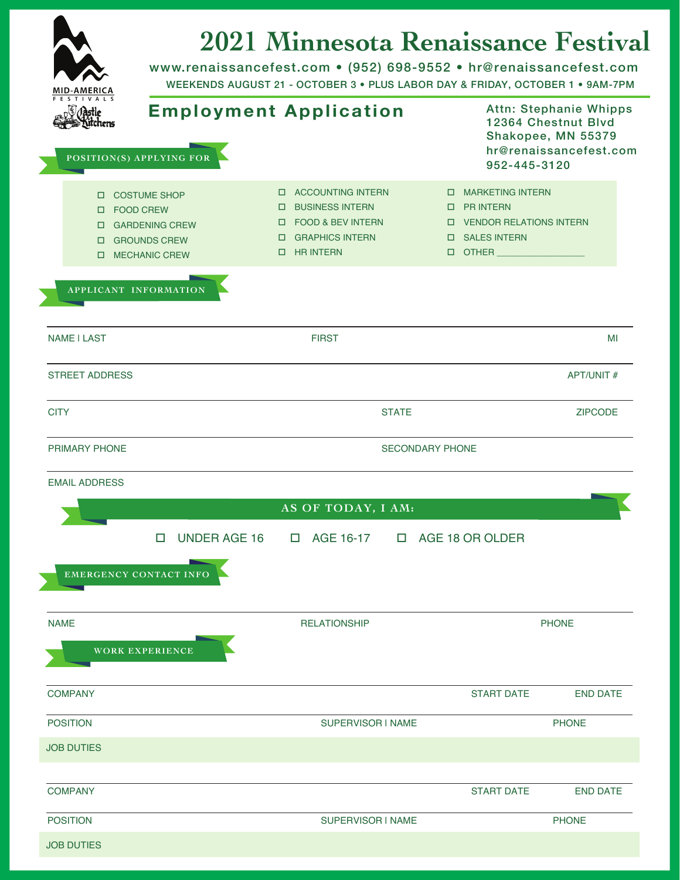MID-AMERICA FESTIVALS

Castle Kitchens

# 2021 Minnesota Renaissance Festival

www.renaissancefest.com • (952) 698-9552 • hr@renaissancefest.com

WEEKENDS AUGUST 21 - OCTOBER 3 • PLUS LABOR DAY & FRIDAY, OCTOBER 1 • 9AM-7PM

## Employment Application

Attn: Stephanie Whipps
12364 Chestnut Blvd
Shakopee, MN 55379
hr@renaissancefest.com
952-445-3120

### POSITION(S) APPLYING FOR

| | | |
|---|---|---|
| ☐ COSTUME SHOP | ☐ ACCOUNTING INTERN | ☐ MARKETING INTERN |
| ☐ FOOD CREW | ☐ BUSINESS INTERN | ☐ PR INTERN |
| ☐ GARDENING CREW | ☐ FOOD & BEV INTERN | ☐ VENDOR RELATIONS INTERN |
| ☐ GROUNDS CREW | ☐ GRAPHICS INTERN | ☐ SALES INTERN |
| ☐ MECHANIC CREW | ☐ HR INTERN | ☐ OTHER ________________ |

### APPLICANT INFORMATION

NAME I LAST | FIRST | MI

STREET ADDRESS | APT/UNIT #

CITY | STATE | ZIPCODE

PRIMARY PHONE | SECONDARY PHONE

EMAIL ADDRESS

### AS OF TODAY, I AM:

☐ UNDER AGE 16 ☐ AGE 16-17 ☐ AGE 18 OR OLDER

### EMERGENCY CONTACT INFO

NAME | RELATIONSHIP | PHONE

### WORK EXPERIENCE

COMPANY | START DATE | END DATE

POSITION | SUPERVISOR I NAME | PHONE

JOB DUTIES

COMPANY | START DATE | END DATE

POSITION | SUPERVISOR I NAME | PHONE

JOB DUTIES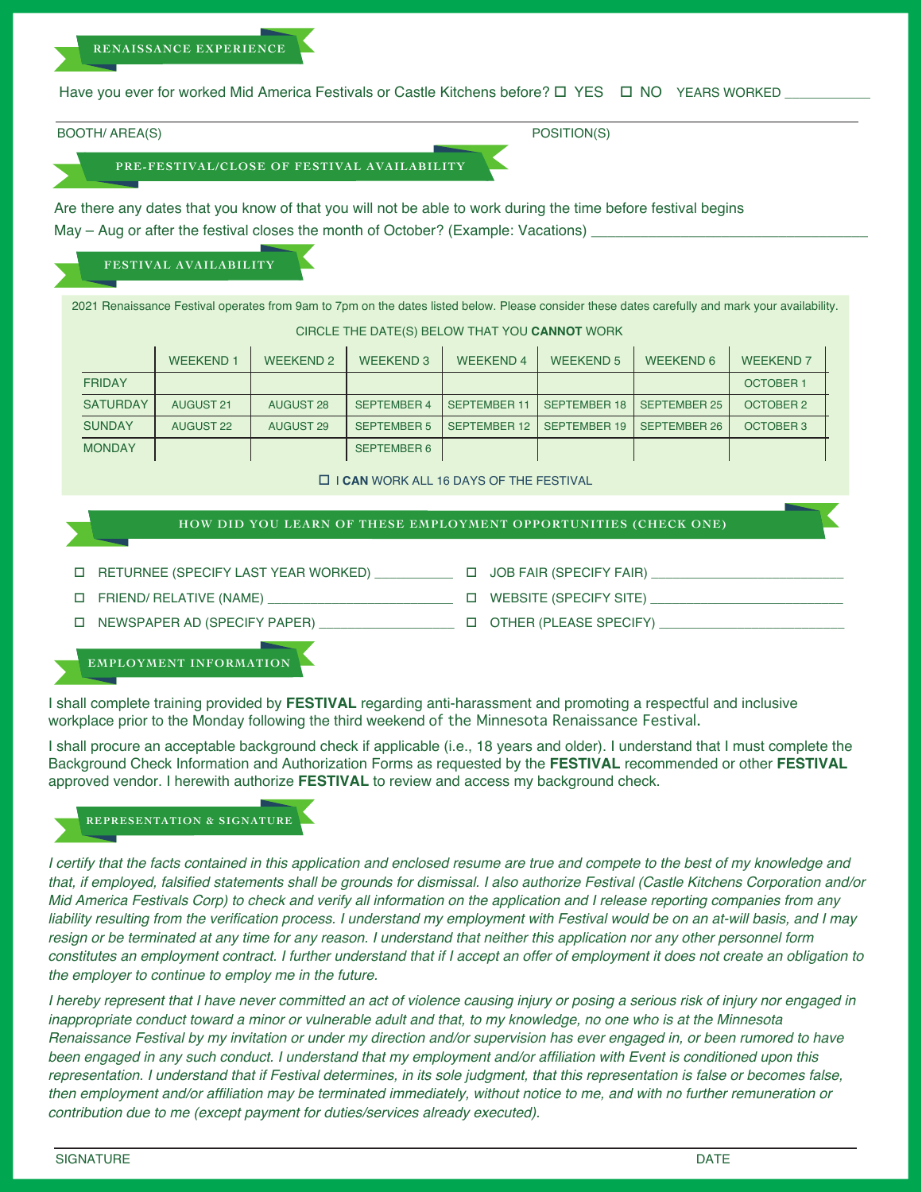## RENAISSANCE EXPERIENCE

Have you ever for worked Mid America Festivals or Castle Kitchens before? ☐ YES ☐ NO YEARS WORKED ___________

BOOTH/ AREA(S) POSITION(S)

## PRE-FESTIVAL/CLOSE OF FESTIVAL AVAILABILITY

Are there any dates that you know of that you will not be able to work during the time before festival begins May – Aug or after the festival closes the month of October? (Example: Vacations) ___________________________________

## FESTIVAL AVAILABILITY

2021 Renaissance Festival operates from 9am to 7pm on the dates listed below. Please consider these dates carefully and mark your availability.

CIRCLE THE DATE(S) BELOW THAT YOU **CANNOT** WORK

| | WEEKEND 1 | WEEKEND 2 | WEEKEND 3 | WEEKEND 4 | WEEKEND 5 | WEEKEND 6 | WEEKEND 7 |
|---|---|---|---|---|---|---|---|
| FRIDAY | | | | | | | OCTOBER 1 |
| SATURDAY | AUGUST 21 | AUGUST 28 | SEPTEMBER 4 | SEPTEMBER 11 | SEPTEMBER 18 | SEPTEMBER 25 | OCTOBER 2 |
| SUNDAY | AUGUST 22 | AUGUST 29 | SEPTEMBER 5 | SEPTEMBER 12 | SEPTEMBER 19 | SEPTEMBER 26 | OCTOBER 3 |
| MONDAY | | | SEPTEMBER 6 | | | | |

☐ I **CAN** WORK ALL 16 DAYS OF THE FESTIVAL

## HOW DID YOU LEARN OF THESE EMPLOYMENT OPPORTUNITIES (CHECK ONE)

☐ RETURNEE (SPECIFY LAST YEAR WORKED) ___________

☐ FRIEND/ RELATIVE (NAME) _________________________

☐ NEWSPAPER AD (SPECIFY PAPER) __________________

☐ JOB FAIR (SPECIFY FAIR) _________________________

☐ WEBSITE (SPECIFY SITE) _________________________

☐ OTHER (PLEASE SPECIFY) ________________________

## EMPLOYMENT INFORMATION

I shall complete training provided by **FESTIVAL** regarding anti-harassment and promoting a respectful and inclusive workplace prior to the Monday following the third weekend of the Minnesota Renaissance Festival.

I shall procure an acceptable background check if applicable (i.e., 18 years and older). I understand that I must complete the Background Check Information and Authorization Forms as requested by the **FESTIVAL** recommended or other **FESTIVAL** approved vendor. I herewith authorize **FESTIVAL** to review and access my background check.

## REPRESENTATION & SIGNATURE

*I certify that the facts contained in this application and enclosed resume are true and compete to the best of my knowledge and that, if employed, falsified statements shall be grounds for dismissal. I also authorize Festival (Castle Kitchens Corporation and/or Mid America Festivals Corp) to check and verify all information on the application and I release reporting companies from any liability resulting from the verification process. I understand my employment with Festival would be on an at-will basis, and I may resign or be terminated at any time for any reason. I understand that neither this application nor any other personnel form constitutes an employment contract. I further understand that if I accept an offer of employment it does not create an obligation to the employer to continue to employ me in the future.*

*I hereby represent that I have never committed an act of violence causing injury or posing a serious risk of injury nor engaged in inappropriate conduct toward a minor or vulnerable adult and that, to my knowledge, no one who is at the Minnesota Renaissance Festival by my invitation or under my direction and/or supervision has ever engaged in, or been rumored to have been engaged in any such conduct. I understand that my employment and/or affiliation with Event is conditioned upon this representation. I understand that if Festival determines, in its sole judgment, that this representation is false or becomes false, then employment and/or affiliation may be terminated immediately, without notice to me, and with no further remuneration or contribution due to me (except payment for duties/services already executed).*

SIGNATURE DATE